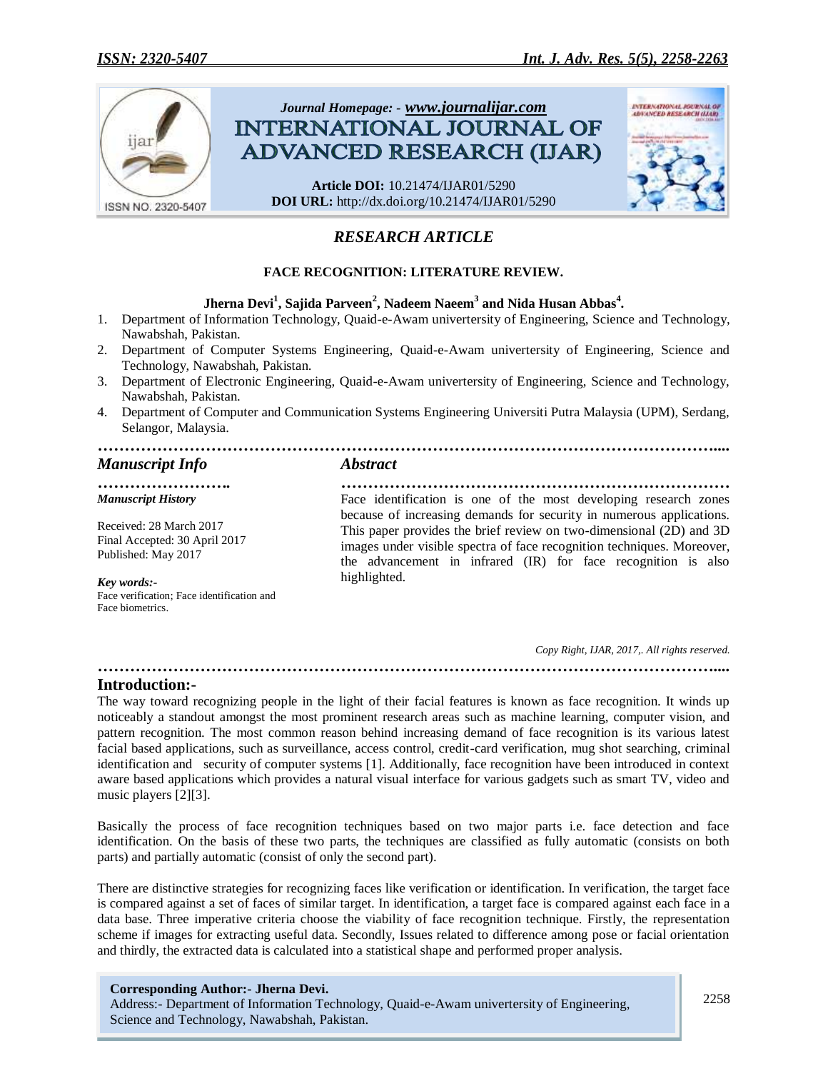*Journal Homepage: - www.journalijar.com*

# INTERNATIONAL JOURNAL OF ADVANCED RESEARCH (IJAR)

**Article DOI:** 10.21474/IJAR01/5290
**DOI URL:** http://dx.doi.org/10.21474/IJAR01/5290

## *RESEARCH ARTICLE*

### FACE RECOGNITION: LITERATURE REVIEW.

**Jherna Devi[1], Sajida Parveen[2], Nadeem Naeem[3] and Nida Husan Abbas[4].**

1. Department of Information Technology, Quaid-e-Awam univertersity of Engineering, Science and Technology, Nawabshah, Pakistan.
2. Department of Computer Systems Engineering, Quaid-e-Awam univertersity of Engineering, Science and Technology, Nawabshah, Pakistan.
3. Department of Electronic Engineering, Quaid-e-Awam univertersity of Engineering, Science and Technology, Nawabshah, Pakistan.
4. Department of Computer and Communication Systems Engineering Universiti Putra Malaysia (UPM), Serdang, Selangor, Malaysia.

## *Manuscript Info*

*Manuscript History*

Received: 28 March 2017
Final Accepted: 30 April 2017
Published: May 2017

*Key words:-*
Face verification; Face identification and Face biometrics.

## *Abstract*

Face identification is one of the most developing research zones because of increasing demands for security in numerous applications. This paper provides the brief review on two-dimensional (2D) and 3D images under visible spectra of face recognition techniques. Moreover, the advancement in infrared (IR) for face recognition is also highlighted.

*Copy Right, IJAR, 2017,. All rights reserved.*

## Introduction:-

The way toward recognizing people in the light of their facial features is known as face recognition. It winds up noticeably a standout amongst the most prominent research areas such as machine learning, computer vision, and pattern recognition. The most common reason behind increasing demand of face recognition is its various latest facial based applications, such as surveillance, access control, credit-card verification, mug shot searching, criminal identification and security of computer systems [1]. Additionally, face recognition have been introduced in context aware based applications which provides a natural visual interface for various gadgets such as smart TV, video and music players [2][3].

Basically the process of face recognition techniques based on two major parts i.e. face detection and face identification. On the basis of these two parts, the techniques are classified as fully automatic (consists on both parts) and partially automatic (consist of only the second part).

There are distinctive strategies for recognizing faces like verification or identification. In verification, the target face is compared against a set of faces of similar target. In identification, a target face is compared against each face in a data base. Three imperative criteria choose the viability of face recognition technique. Firstly, the representation scheme if images for extracting useful data. Secondly, Issues related to difference among pose or facial orientation and thirdly, the extracted data is calculated into a statistical shape and performed proper analysis.

**Corresponding Author:- Jherna Devi.**
Address:- Department of Information Technology, Quaid-e-Awam univertersity of Engineering, Science and Technology, Nawabshah, Pakistan.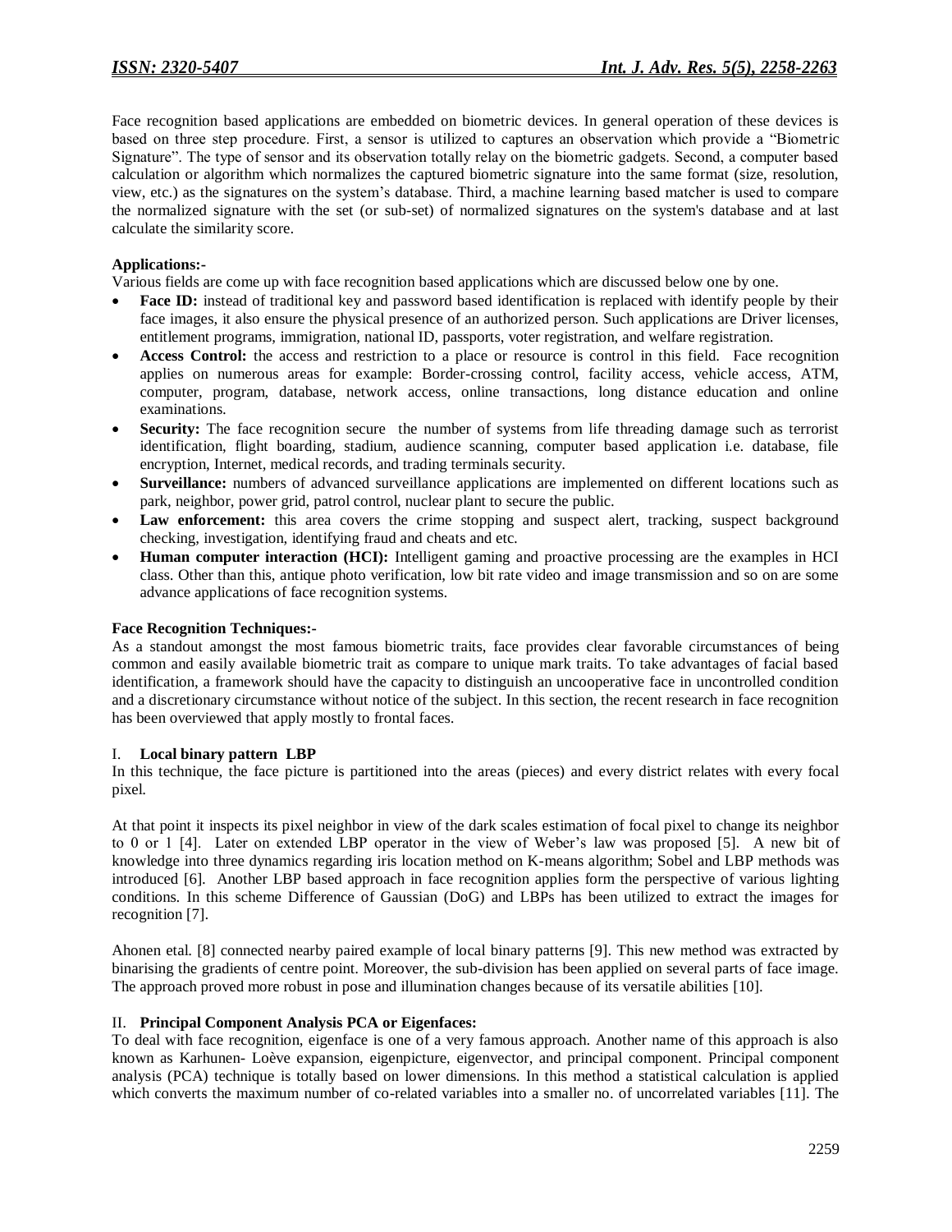Face recognition based applications are embedded on biometric devices. In general operation of these devices is based on three step procedure. First, a sensor is utilized to captures an observation which provide a "Biometric Signature". The type of sensor and its observation totally relay on the biometric gadgets. Second, a computer based calculation or algorithm which normalizes the captured biometric signature into the same format (size, resolution, view, etc.) as the signatures on the system's database. Third, a machine learning based matcher is used to compare the normalized signature with the set (or sub-set) of normalized signatures on the system's database and at last calculate the similarity score.

**Applications:-**

Various fields are come up with face recognition based applications which are discussed below one by one.

- **Face ID:** instead of traditional key and password based identification is replaced with identify people by their face images, it also ensure the physical presence of an authorized person. Such applications are Driver licenses, entitlement programs, immigration, national ID, passports, voter registration, and welfare registration.
- **Access Control:** the access and restriction to a place or resource is control in this field. Face recognition applies on numerous areas for example: Border-crossing control, facility access, vehicle access, ATM, computer, program, database, network access, online transactions, long distance education and online examinations.
- **Security:** The face recognition secure the number of systems from life threading damage such as terrorist identification, flight boarding, stadium, audience scanning, computer based application i.e. database, file encryption, Internet, medical records, and trading terminals security.
- **Surveillance:** numbers of advanced surveillance applications are implemented on different locations such as park, neighbor, power grid, patrol control, nuclear plant to secure the public.
- **Law enforcement:** this area covers the crime stopping and suspect alert, tracking, suspect background checking, investigation, identifying fraud and cheats and etc.
- **Human computer interaction (HCI):** Intelligent gaming and proactive processing are the examples in HCI class. Other than this, antique photo verification, low bit rate video and image transmission and so on are some advance applications of face recognition systems.

**Face Recognition Techniques:-**

As a standout amongst the most famous biometric traits, face provides clear favorable circumstances of being common and easily available biometric trait as compare to unique mark traits. To take advantages of facial based identification, a framework should have the capacity to distinguish an uncooperative face in uncontrolled condition and a discretionary circumstance without notice of the subject. In this section, the recent research in face recognition has been overviewed that apply mostly to frontal faces.

I. **Local binary pattern LBP**

In this technique, the face picture is partitioned into the areas (pieces) and every district relates with every focal pixel.

At that point it inspects its pixel neighbor in view of the dark scales estimation of focal pixel to change its neighbor to 0 or 1 [4]. Later on extended LBP operator in the view of Weber's law was proposed [5]. A new bit of knowledge into three dynamics regarding iris location method on K-means algorithm; Sobel and LBP methods was introduced [6]. Another LBP based approach in face recognition applies form the perspective of various lighting conditions. In this scheme Difference of Gaussian (DoG) and LBPs has been utilized to extract the images for recognition [7].

Ahonen etal. [8] connected nearby paired example of local binary patterns [9]. This new method was extracted by binarising the gradients of centre point. Moreover, the sub-division has been applied on several parts of face image. The approach proved more robust in pose and illumination changes because of its versatile abilities [10].

II. **Principal Component Analysis PCA or Eigenfaces:**

To deal with face recognition, eigenface is one of a very famous approach. Another name of this approach is also known as Karhunen- Loève expansion, eigenpicture, eigenvector, and principal component. Principal component analysis (PCA) technique is totally based on lower dimensions. In this method a statistical calculation is applied which converts the maximum number of co-related variables into a smaller no. of uncorrelated variables [11]. The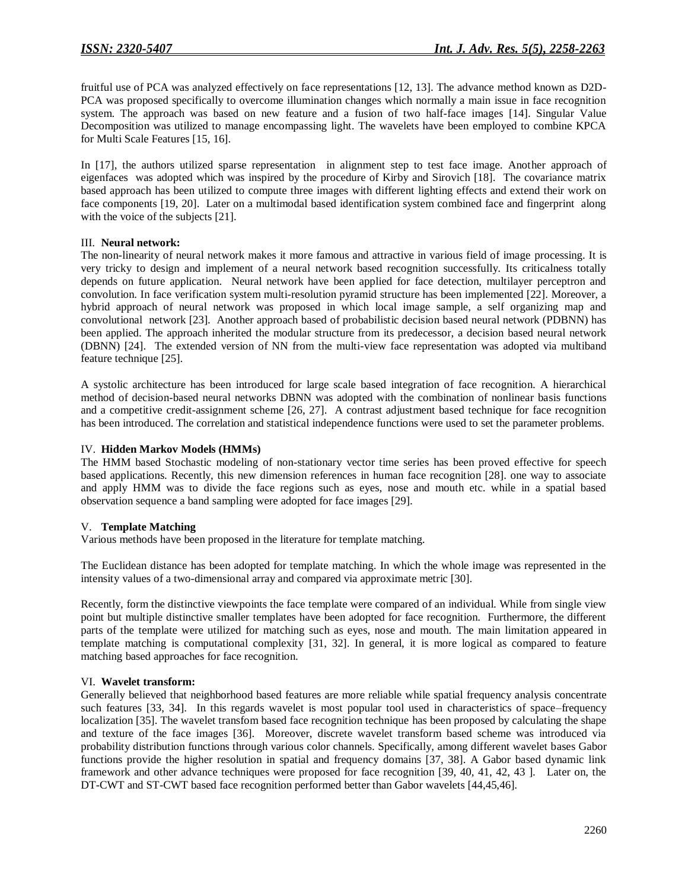fruitful use of PCA was analyzed effectively on face representations [12, 13]. The advance method known as D2D-PCA was proposed specifically to overcome illumination changes which normally a main issue in face recognition system. The approach was based on new feature and a fusion of two half-face images [14]. Singular Value Decomposition was utilized to manage encompassing light. The wavelets have been employed to combine KPCA for Multi Scale Features [15, 16].

In [17], the authors utilized sparse representation in alignment step to test face image. Another approach of eigenfaces was adopted which was inspired by the procedure of Kirby and Sirovich [18]. The covariance matrix based approach has been utilized to compute three images with different lighting effects and extend their work on face components [19, 20]. Later on a multimodal based identification system combined face and fingerprint along with the voice of the subjects [21].

### III. **Neural network:**

The non-linearity of neural network makes it more famous and attractive in various field of image processing. It is very tricky to design and implement of a neural network based recognition successfully. Its criticalness totally depends on future application. Neural network have been applied for face detection, multilayer perceptron and convolution. In face verification system multi-resolution pyramid structure has been implemented [22]. Moreover, a hybrid approach of neural network was proposed in which local image sample, a self organizing map and convolutional network [23]. Another approach based of probabilistic decision based neural network (PDBNN) has been applied. The approach inherited the modular structure from its predecessor, a decision based neural network (DBNN) [24]. The extended version of NN from the multi-view face representation was adopted via multiband feature technique [25].

A systolic architecture has been introduced for large scale based integration of face recognition. A hierarchical method of decision-based neural networks DBNN was adopted with the combination of nonlinear basis functions and a competitive credit-assignment scheme [26, 27]. A contrast adjustment based technique for face recognition has been introduced. The correlation and statistical independence functions were used to set the parameter problems.

### IV. **Hidden Markov Models (HMMs)**

The HMM based Stochastic modeling of non-stationary vector time series has been proved effective for speech based applications. Recently, this new dimension references in human face recognition [28]. one way to associate and apply HMM was to divide the face regions such as eyes, nose and mouth etc. while in a spatial based observation sequence a band sampling were adopted for face images [29].

### V. **Template Matching**

Various methods have been proposed in the literature for template matching.

The Euclidean distance has been adopted for template matching. In which the whole image was represented in the intensity values of a two-dimensional array and compared via approximate metric [30].

Recently, form the distinctive viewpoints the face template were compared of an individual. While from single view point but multiple distinctive smaller templates have been adopted for face recognition. Furthermore, the different parts of the template were utilized for matching such as eyes, nose and mouth. The main limitation appeared in template matching is computational complexity [31, 32]. In general, it is more logical as compared to feature matching based approaches for face recognition.

### VI. **Wavelet transform:**

Generally believed that neighborhood based features are more reliable while spatial frequency analysis concentrate such features [33, 34]. In this regards wavelet is most popular tool used in characteristics of space–frequency localization [35]. The wavelet transfom based face recognition technique has been proposed by calculating the shape and texture of the face images [36]. Moreover, discrete wavelet transform based scheme was introduced via probability distribution functions through various color channels. Specifically, among different wavelet bases Gabor functions provide the higher resolution in spatial and frequency domains [37, 38]. A Gabor based dynamic link framework and other advance techniques were proposed for face recognition [39, 40, 41, 42, 43 ]. Later on, the DT-CWT and ST-CWT based face recognition performed better than Gabor wavelets [44,45,46].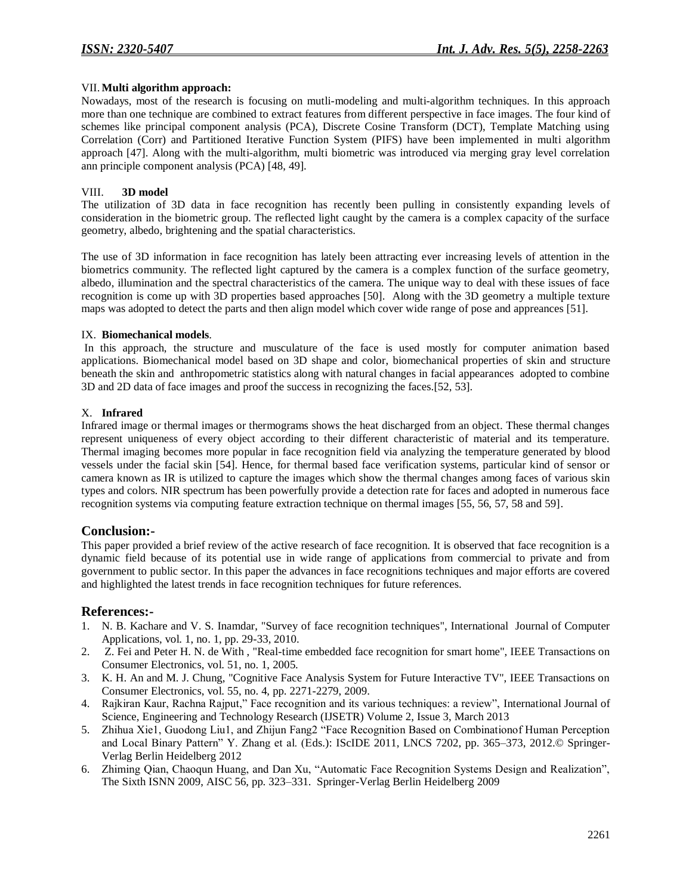VII. **Multi algorithm approach:**

Nowadays, most of the research is focusing on mutli-modeling and multi-algorithm techniques. In this approach more than one technique are combined to extract features from different perspective in face images. The four kind of schemes like principal component analysis (PCA), Discrete Cosine Transform (DCT), Template Matching using Correlation (Corr) and Partitioned Iterative Function System (PIFS) have been implemented in multi algorithm approach [47]. Along with the multi-algorithm, multi biometric was introduced via merging gray level correlation ann principle component analysis (PCA) [48, 49].

VIII. **3D model**

The utilization of 3D data in face recognition has recently been pulling in consistently expanding levels of consideration in the biometric group. The reflected light caught by the camera is a complex capacity of the surface geometry, albedo, brightening and the spatial characteristics.

The use of 3D information in face recognition has lately been attracting ever increasing levels of attention in the biometrics community. The reflected light captured by the camera is a complex function of the surface geometry, albedo, illumination and the spectral characteristics of the camera. The unique way to deal with these issues of face recognition is come up with 3D properties based approaches [50]. Along with the 3D geometry a multiple texture maps was adopted to detect the parts and then align model which cover wide range of pose and appreances [51].

IX. **Biomechanical models**.

In this approach, the structure and musculature of the face is used mostly for computer animation based applications. Biomechanical model based on 3D shape and color, biomechanical properties of skin and structure beneath the skin and anthropometric statistics along with natural changes in facial appearances adopted to combine 3D and 2D data of face images and proof the success in recognizing the faces.[52, 53].

X. **Infrared**

Infrared image or thermal images or thermograms shows the heat discharged from an object. These thermal changes represent uniqueness of every object according to their different characteristic of material and its temperature. Thermal imaging becomes more popular in face recognition field via analyzing the temperature generated by blood vessels under the facial skin [54]. Hence, for thermal based face verification systems, particular kind of sensor or camera known as IR is utilized to capture the images which show the thermal changes among faces of various skin types and colors. NIR spectrum has been powerfully provide a detection rate for faces and adopted in numerous face recognition systems via computing feature extraction technique on thermal images [55, 56, 57, 58 and 59].

## Conclusion:-

This paper provided a brief review of the active research of face recognition. It is observed that face recognition is a dynamic field because of its potential use in wide range of applications from commercial to private and from government to public sector. In this paper the advances in face recognitions techniques and major efforts are covered and highlighted the latest trends in face recognition techniques for future references.

## References:-

1. N. B. Kachare and V. S. Inamdar, "Survey of face recognition techniques", International Journal of Computer Applications, vol. 1, no. 1, pp. 29-33, 2010.
2. Z. Fei and Peter H. N. de With , "Real-time embedded face recognition for smart home", IEEE Transactions on Consumer Electronics, vol. 51, no. 1, 2005.
3. K. H. An and M. J. Chung, "Cognitive Face Analysis System for Future Interactive TV", IEEE Transactions on Consumer Electronics, vol. 55, no. 4, pp. 2271-2279, 2009.
4. Rajkiran Kaur, Rachna Rajput," Face recognition and its various techniques: a review", International Journal of Science, Engineering and Technology Research (IJSETR) Volume 2, Issue 3, March 2013
5. Zhihua Xie1, Guodong Liu1, and Zhijun Fang2 "Face Recognition Based on Combinationof Human Perception and Local Binary Pattern" Y. Zhang et al. (Eds.): IScIDE 2011, LNCS 7202, pp. 365–373, 2012.© Springer-Verlag Berlin Heidelberg 2012
6. Zhiming Qian, Chaoqun Huang, and Dan Xu, "Automatic Face Recognition Systems Design and Realization", The Sixth ISNN 2009, AISC 56, pp. 323–331. Springer-Verlag Berlin Heidelberg 2009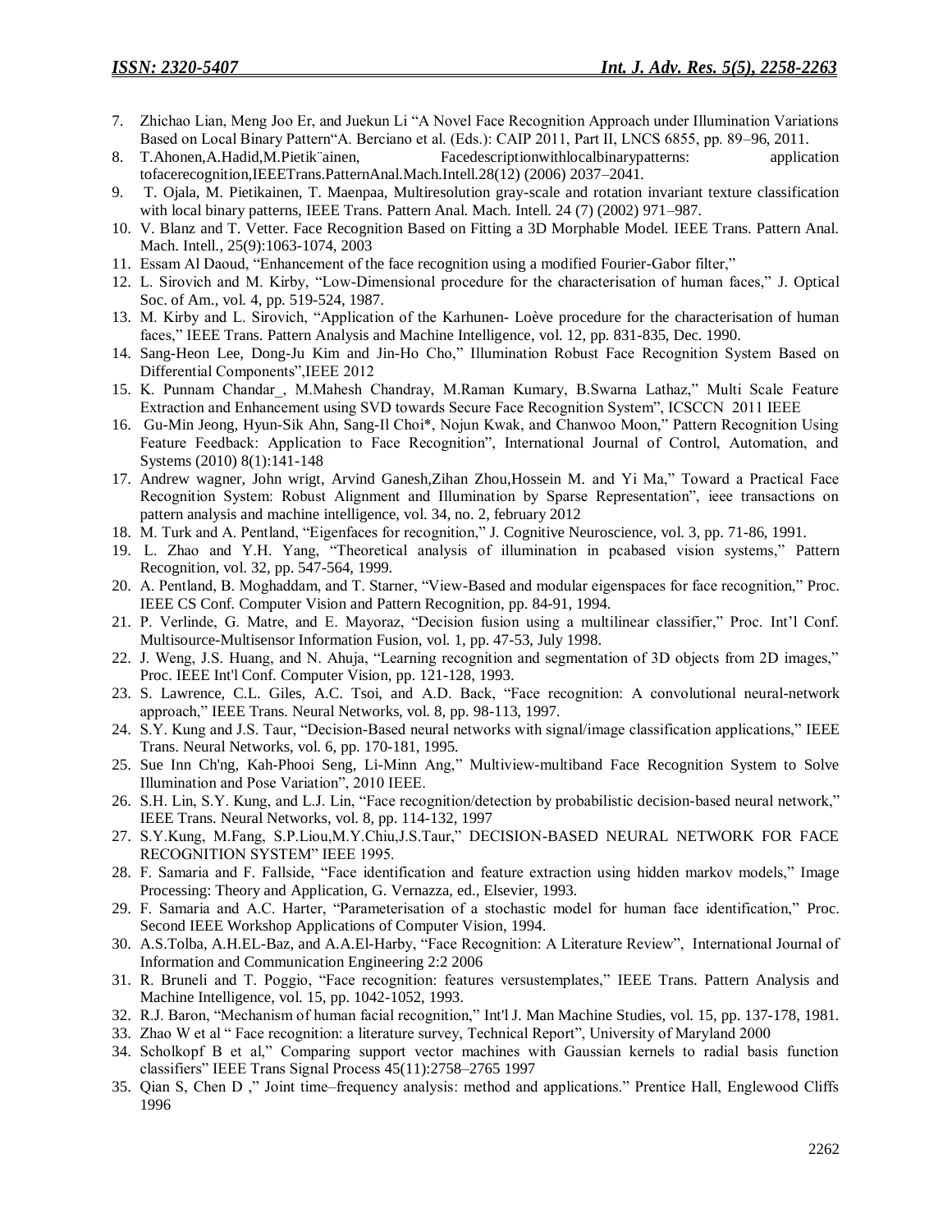7. Zhichao Lian, Meng Joo Er, and Juekun Li “A Novel Face Recognition Approach under Illumination Variations Based on Local Binary Pattern“A. Berciano et al. (Eds.): CAIP 2011, Part II, LNCS 6855, pp. 89–96, 2011.
8. T.Ahonen,A.Hadid,M.Pietik¨ainen, Facedescriptionwithlocalbinarypatterns: application tofacerecognition,IEEETrans.PatternAnal.Mach.Intell.28(12) (2006) 2037–2041.
9. T. Ojala, M. Pietikainen, T. Maenpaa, Multiresolution gray-scale and rotation invariant texture classification with local binary patterns, IEEE Trans. Pattern Anal. Mach. Intell. 24 (7) (2002) 971–987.
10. V. Blanz and T. Vetter. Face Recognition Based on Fitting a 3D Morphable Model. IEEE Trans. Pattern Anal. Mach. Intell., 25(9):1063-1074, 2003
11. Essam Al Daoud, “Enhancement of the face recognition using a modified Fourier-Gabor filter,”
12. L. Sirovich and M. Kirby, “Low-Dimensional procedure for the characterisation of human faces,” J. Optical Soc. of Am., vol. 4, pp. 519-524, 1987.
13. M. Kirby and L. Sirovich, “Application of the Karhunen- Loève procedure for the characterisation of human faces,” IEEE Trans. Pattern Analysis and Machine Intelligence, vol. 12, pp. 831-835, Dec. 1990.
14. Sang-Heon Lee, Dong-Ju Kim and Jin-Ho Cho,” Illumination Robust Face Recognition System Based on Differential Components”,IEEE 2012
15. K. Punnam Chandar_, M.Mahesh Chandray, M.Raman Kumary, B.Swarna Lathaz,” Multi Scale Feature Extraction and Enhancement using SVD towards Secure Face Recognition System”, ICSCCN 2011 IEEE
16. Gu-Min Jeong, Hyun-Sik Ahn, Sang-Il Choi*, Nojun Kwak, and Chanwoo Moon,” Pattern Recognition Using Feature Feedback: Application to Face Recognition”, International Journal of Control, Automation, and Systems (2010) 8(1):141-148
17. Andrew wagner, John wrigt, Arvind Ganesh,Zihan Zhou,Hossein M. and Yi Ma,” Toward a Practical Face Recognition System: Robust Alignment and Illumination by Sparse Representation”, ieee transactions on pattern analysis and machine intelligence, vol. 34, no. 2, february 2012
18. M. Turk and A. Pentland, “Eigenfaces for recognition,” J. Cognitive Neuroscience, vol. 3, pp. 71-86, 1991.
19. L. Zhao and Y.H. Yang, “Theoretical analysis of illumination in pcabased vision systems,” Pattern Recognition, vol. 32, pp. 547-564, 1999.
20. A. Pentland, B. Moghaddam, and T. Starner, “View-Based and modular eigenspaces for face recognition,” Proc. IEEE CS Conf. Computer Vision and Pattern Recognition, pp. 84-91, 1994.
21. P. Verlinde, G. Matre, and E. Mayoraz, “Decision fusion using a multilinear classifier,” Proc. Int’l Conf. Multisource-Multisensor Information Fusion, vol. 1, pp. 47-53, July 1998.
22. J. Weng, J.S. Huang, and N. Ahuja, “Learning recognition and segmentation of 3D objects from 2D images,” Proc. IEEE Int'l Conf. Computer Vision, pp. 121-128, 1993.
23. S. Lawrence, C.L. Giles, A.C. Tsoi, and A.D. Back, “Face recognition: A convolutional neural-network approach,” IEEE Trans. Neural Networks, vol. 8, pp. 98-113, 1997.
24. S.Y. Kung and J.S. Taur, “Decision-Based neural networks with signal/image classification applications,” IEEE Trans. Neural Networks, vol. 6, pp. 170-181, 1995.
25. Sue Inn Ch'ng, Kah-Phooi Seng, Li-Minn Ang,” Multiview-multiband Face Recognition System to Solve Illumination and Pose Variation”, 2010 IEEE.
26. S.H. Lin, S.Y. Kung, and L.J. Lin, “Face recognition/detection by probabilistic decision-based neural network,” IEEE Trans. Neural Networks, vol. 8, pp. 114-132, 1997
27. S.Y.Kung, M.Fang, S.P.Liou,M.Y.Chiu,J.S.Taur,” DECISION-BASED NEURAL NETWORK FOR FACE RECOGNITION SYSTEM” IEEE 1995.
28. F. Samaria and F. Fallside, “Face identification and feature extraction using hidden markov models,” Image Processing: Theory and Application, G. Vernazza, ed., Elsevier, 1993.
29. F. Samaria and A.C. Harter, “Parameterisation of a stochastic model for human face identification,” Proc. Second IEEE Workshop Applications of Computer Vision, 1994.
30. A.S.Tolba, A.H.EL-Baz, and A.A.El-Harby, “Face Recognition: A Literature Review”, International Journal of Information and Communication Engineering 2:2 2006
31. R. Bruneli and T. Poggio, “Face recognition: features versustemplates,” IEEE Trans. Pattern Analysis and Machine Intelligence, vol. 15, pp. 1042-1052, 1993.
32. R.J. Baron, “Mechanism of human facial recognition,” Int'l J. Man Machine Studies, vol. 15, pp. 137-178, 1981.
33. Zhao W et al “ Face recognition: a literature survey, Technical Report”, University of Maryland 2000
34. Scholkopf B et al,” Comparing support vector machines with Gaussian kernels to radial basis function classifiers” IEEE Trans Signal Process 45(11):2758–2765 1997
35. Qian S, Chen D ,” Joint time–frequency analysis: method and applications.” Prentice Hall, Englewood Cliffs 1996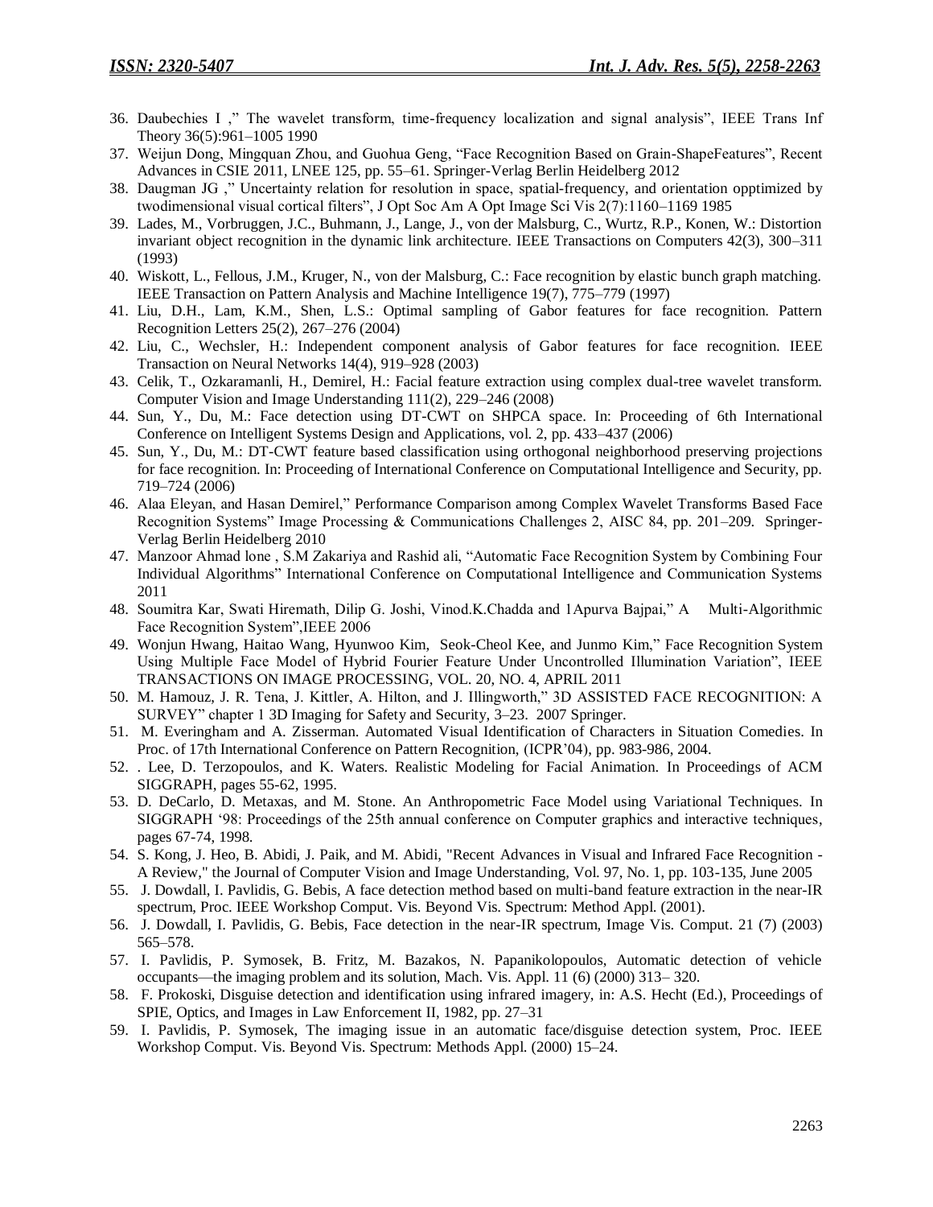36. Daubechies I ," The wavelet transform, time-frequency localization and signal analysis", IEEE Trans Inf Theory 36(5):961–1005 1990
37. Weijun Dong, Mingquan Zhou, and Guohua Geng, "Face Recognition Based on Grain-ShapeFeatures", Recent Advances in CSIE 2011, LNEE 125, pp. 55–61. Springer-Verlag Berlin Heidelberg 2012
38. Daugman JG ," Uncertainty relation for resolution in space, spatial-frequency, and orientation opptimized by twodimensional visual cortical filters", J Opt Soc Am A Opt Image Sci Vis 2(7):1160–1169 1985
39. Lades, M., Vorbruggen, J.C., Buhmann, J., Lange, J., von der Malsburg, C., Wurtz, R.P., Konen, W.: Distortion invariant object recognition in the dynamic link architecture. IEEE Transactions on Computers 42(3), 300–311 (1993)
40. Wiskott, L., Fellous, J.M., Kruger, N., von der Malsburg, C.: Face recognition by elastic bunch graph matching. IEEE Transaction on Pattern Analysis and Machine Intelligence 19(7), 775–779 (1997)
41. Liu, D.H., Lam, K.M., Shen, L.S.: Optimal sampling of Gabor features for face recognition. Pattern Recognition Letters 25(2), 267–276 (2004)
42. Liu, C., Wechsler, H.: Independent component analysis of Gabor features for face recognition. IEEE Transaction on Neural Networks 14(4), 919–928 (2003)
43. Celik, T., Ozkaramanli, H., Demirel, H.: Facial feature extraction using complex dual-tree wavelet transform. Computer Vision and Image Understanding 111(2), 229–246 (2008)
44. Sun, Y., Du, M.: Face detection using DT-CWT on SHPCA space. In: Proceeding of 6th International Conference on Intelligent Systems Design and Applications, vol. 2, pp. 433–437 (2006)
45. Sun, Y., Du, M.: DT-CWT feature based classification using orthogonal neighborhood preserving projections for face recognition. In: Proceeding of International Conference on Computational Intelligence and Security, pp. 719–724 (2006)
46. Alaa Eleyan, and Hasan Demirel," Performance Comparison among Complex Wavelet Transforms Based Face Recognition Systems" Image Processing & Communications Challenges 2, AISC 84, pp. 201–209. Springer-Verlag Berlin Heidelberg 2010
47. Manzoor Ahmad lone , S.M Zakariya and Rashid ali, "Automatic Face Recognition System by Combining Four Individual Algorithms" International Conference on Computational Intelligence and Communication Systems 2011
48. Soumitra Kar, Swati Hiremath, Dilip G. Joshi, Vinod.K.Chadda and 1Apurva Bajpai," A Multi-Algorithmic Face Recognition System",IEEE 2006
49. Wonjun Hwang, Haitao Wang, Hyunwoo Kim, Seok-Cheol Kee, and Junmo Kim," Face Recognition System Using Multiple Face Model of Hybrid Fourier Feature Under Uncontrolled Illumination Variation", IEEE TRANSACTIONS ON IMAGE PROCESSING, VOL. 20, NO. 4, APRIL 2011
50. M. Hamouz, J. R. Tena, J. Kittler, A. Hilton, and J. Illingworth," 3D ASSISTED FACE RECOGNITION: A SURVEY" chapter 1 3D Imaging for Safety and Security, 3–23. 2007 Springer.
51. M. Everingham and A. Zisserman. Automated Visual Identification of Characters in Situation Comedies. In Proc. of 17th International Conference on Pattern Recognition, (ICPR'04), pp. 983-986, 2004.
52. . Lee, D. Terzopoulos, and K. Waters. Realistic Modeling for Facial Animation. In Proceedings of ACM SIGGRAPH, pages 55-62, 1995.
53. D. DeCarlo, D. Metaxas, and M. Stone. An Anthropometric Face Model using Variational Techniques. In SIGGRAPH '98: Proceedings of the 25th annual conference on Computer graphics and interactive techniques, pages 67-74, 1998.
54. S. Kong, J. Heo, B. Abidi, J. Paik, and M. Abidi, "Recent Advances in Visual and Infrared Face Recognition - A Review," the Journal of Computer Vision and Image Understanding, Vol. 97, No. 1, pp. 103-135, June 2005
55. J. Dowdall, I. Pavlidis, G. Bebis, A face detection method based on multi-band feature extraction in the near-IR spectrum, Proc. IEEE Workshop Comput. Vis. Beyond Vis. Spectrum: Method Appl. (2001).
56. J. Dowdall, I. Pavlidis, G. Bebis, Face detection in the near-IR spectrum, Image Vis. Comput. 21 (7) (2003) 565–578.
57. I. Pavlidis, P. Symosek, B. Fritz, M. Bazakos, N. Papanikolopoulos, Automatic detection of vehicle occupants—the imaging problem and its solution, Mach. Vis. Appl. 11 (6) (2000) 313– 320.
58. F. Prokoski, Disguise detection and identification using infrared imagery, in: A.S. Hecht (Ed.), Proceedings of SPIE, Optics, and Images in Law Enforcement II, 1982, pp. 27–31
59. I. Pavlidis, P. Symosek, The imaging issue in an automatic face/disguise detection system, Proc. IEEE Workshop Comput. Vis. Beyond Vis. Spectrum: Methods Appl. (2000) 15–24.